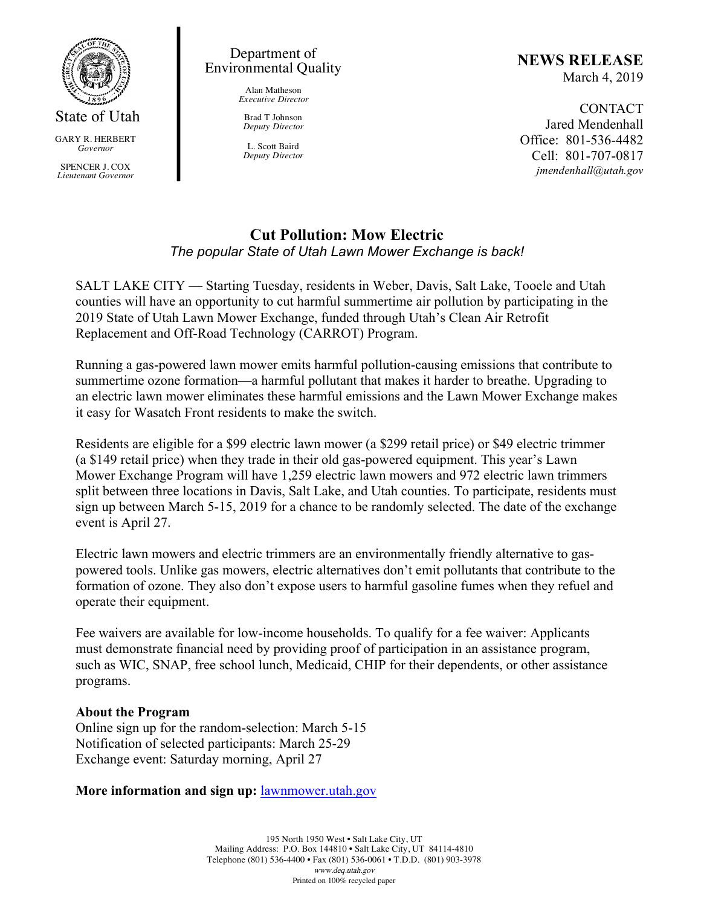State of Utah

GARY R. HERBERT
*Governor*

SPENCER J. COX
*Lieutenant Governor*

Department of Environmental Quality

Alan Matheson
*Executive Director*

Brad T Johnson
*Deputy Director*

L. Scott Baird
*Deputy Director*

**NEWS RELEASE**
March 4, 2019

CONTACT
Jared Mendenhall
Office: 801-536-4482
Cell: 801-707-0817
*jmendenhall@utah.gov*

# Cut Pollution: Mow Electric

*The popular State of Utah Lawn Mower Exchange is back!*

SALT LAKE CITY — Starting Tuesday, residents in Weber, Davis, Salt Lake, Tooele and Utah counties will have an opportunity to cut harmful summertime air pollution by participating in the 2019 State of Utah Lawn Mower Exchange, funded through Utah's Clean Air Retrofit Replacement and Off-Road Technology (CARROT) Program.

Running a gas-powered lawn mower emits harmful pollution-causing emissions that contribute to summertime ozone formation—a harmful pollutant that makes it harder to breathe. Upgrading to an electric lawn mower eliminates these harmful emissions and the Lawn Mower Exchange makes it easy for Wasatch Front residents to make the switch.

Residents are eligible for a $99 electric lawn mower (a $299 retail price) or $49 electric trimmer (a $149 retail price) when they trade in their old gas-powered equipment. This year's Lawn Mower Exchange Program will have 1,259 electric lawn mowers and 972 electric lawn trimmers split between three locations in Davis, Salt Lake, and Utah counties. To participate, residents must sign up between March 5-15, 2019 for a chance to be randomly selected. The date of the exchange event is April 27.

Electric lawn mowers and electric trimmers are an environmentally friendly alternative to gas-powered tools. Unlike gas mowers, electric alternatives don't emit pollutants that contribute to the formation of ozone. They also don't expose users to harmful gasoline fumes when they refuel and operate their equipment.

Fee waivers are available for low-income households. To qualify for a fee waiver: Applicants must demonstrate financial need by providing proof of participation in an assistance program, such as WIC, SNAP, free school lunch, Medicaid, CHIP for their dependents, or other assistance programs.

**About the Program**
Online sign up for the random-selection: March 5-15
Notification of selected participants: March 25-29
Exchange event: Saturday morning, April 27

**More information and sign up:** lawnmower.utah.gov

195 North 1950 West • Salt Lake City, UT
Mailing Address: P.O. Box 144810 • Salt Lake City, UT 84114-4810
Telephone (801) 536-4400 • Fax (801) 536-0061 • T.D.D. (801) 903-3978
*www.deq.utah.gov*
Printed on 100% recycled paper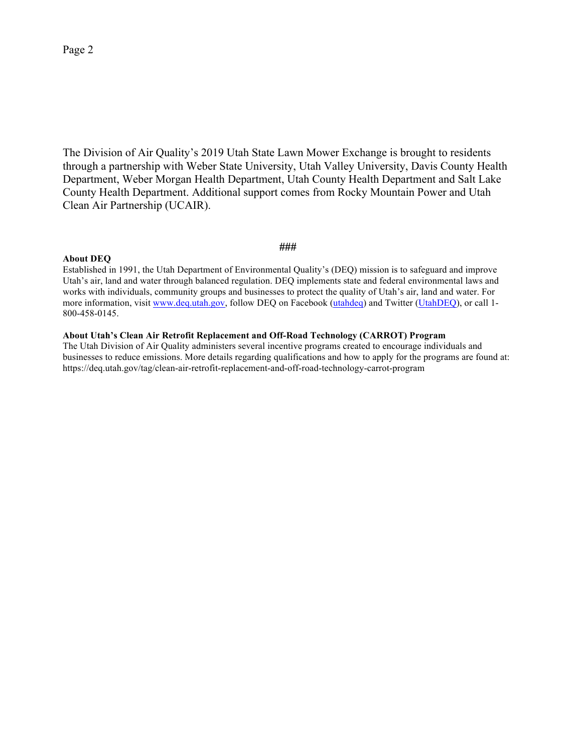The Division of Air Quality's 2019 Utah State Lawn Mower Exchange is brought to residents through a partnership with Weber State University, Utah Valley University, Davis County Health Department, Weber Morgan Health Department, Utah County Health Department and Salt Lake County Health Department. Additional support comes from Rocky Mountain Power and Utah Clean Air Partnership (UCAIR).

###

**About DEQ**

Established in 1991, the Utah Department of Environmental Quality's (DEQ) mission is to safeguard and improve Utah's air, land and water through balanced regulation. DEQ implements state and federal environmental laws and works with individuals, community groups and businesses to protect the quality of Utah's air, land and water. For more information, visit www.deq.utah.gov, follow DEQ on Facebook (utahdeq) and Twitter (UtahDEQ), or call 1-800-458-0145.

**About Utah's Clean Air Retrofit Replacement and Off-Road Technology (CARROT) Program**

The Utah Division of Air Quality administers several incentive programs created to encourage individuals and businesses to reduce emissions. More details regarding qualifications and how to apply for the programs are found at: https://deq.utah.gov/tag/clean-air-retrofit-replacement-and-off-road-technology-carrot-program